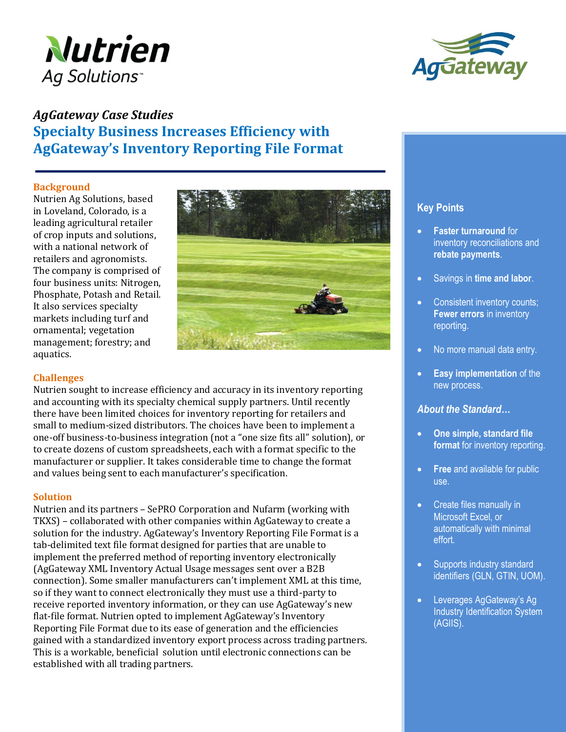*AgGateway Case Studies*

# Specialty Business Increases Efficiency with AgGateway's Inventory Reporting File Format

## Background

Nutrien Ag Solutions, based in Loveland, Colorado, is a leading agricultural retailer of crop inputs and solutions, with a national network of retailers and agronomists. The company is comprised of four business units: Nitrogen, Phosphate, Potash and Retail. It also services specialty markets including turf and ornamental; vegetation management; forestry; and aquatics.

## Challenges

Nutrien sought to increase efficiency and accuracy in its inventory reporting and accounting with its specialty chemical supply partners. Until recently there have been limited choices for inventory reporting for retailers and small to medium-sized distributors. The choices have been to implement a one-off business-to-business integration (not a "one size fits all" solution), or to create dozens of custom spreadsheets, each with a format specific to the manufacturer or supplier. It takes considerable time to change the format and values being sent to each manufacturer's specification.

## Solution

Nutrien and its partners – SePRO Corporation and Nufarm (working with TKXS) – collaborated with other companies within AgGateway to create a solution for the industry. AgGateway's Inventory Reporting File Format is a tab-delimited text file format designed for parties that are unable to implement the preferred method of reporting inventory electronically (AgGateway XML Inventory Actual Usage messages sent over a B2B connection). Some smaller manufacturers can't implement XML at this time, so if they want to connect electronically they must use a third-party to receive reported inventory information, or they can use AgGateway's new flat-file format. Nutrien opted to implement AgGateway's Inventory Reporting File Format due to its ease of generation and the efficiencies gained with a standardized inventory export process across trading partners. This is a workable, beneficial solution until electronic connections can be established with all trading partners.

### Key Points

- **Faster turnaround** for inventory reconciliations and **rebate payments**.
- Savings in **time and labor**.
- Consistent inventory counts; **Fewer errors** in inventory reporting.
- No more manual data entry.
- **Easy implementation** of the new process.

### *About the Standard…*

- **One simple, standard file format** for inventory reporting.
- **Free** and available for public use.
- Create files manually in Microsoft Excel, or automatically with minimal effort.
- Supports industry standard identifiers (GLN, GTIN, UOM).
- Leverages AgGateway's Ag Industry Identification System (AGIIS).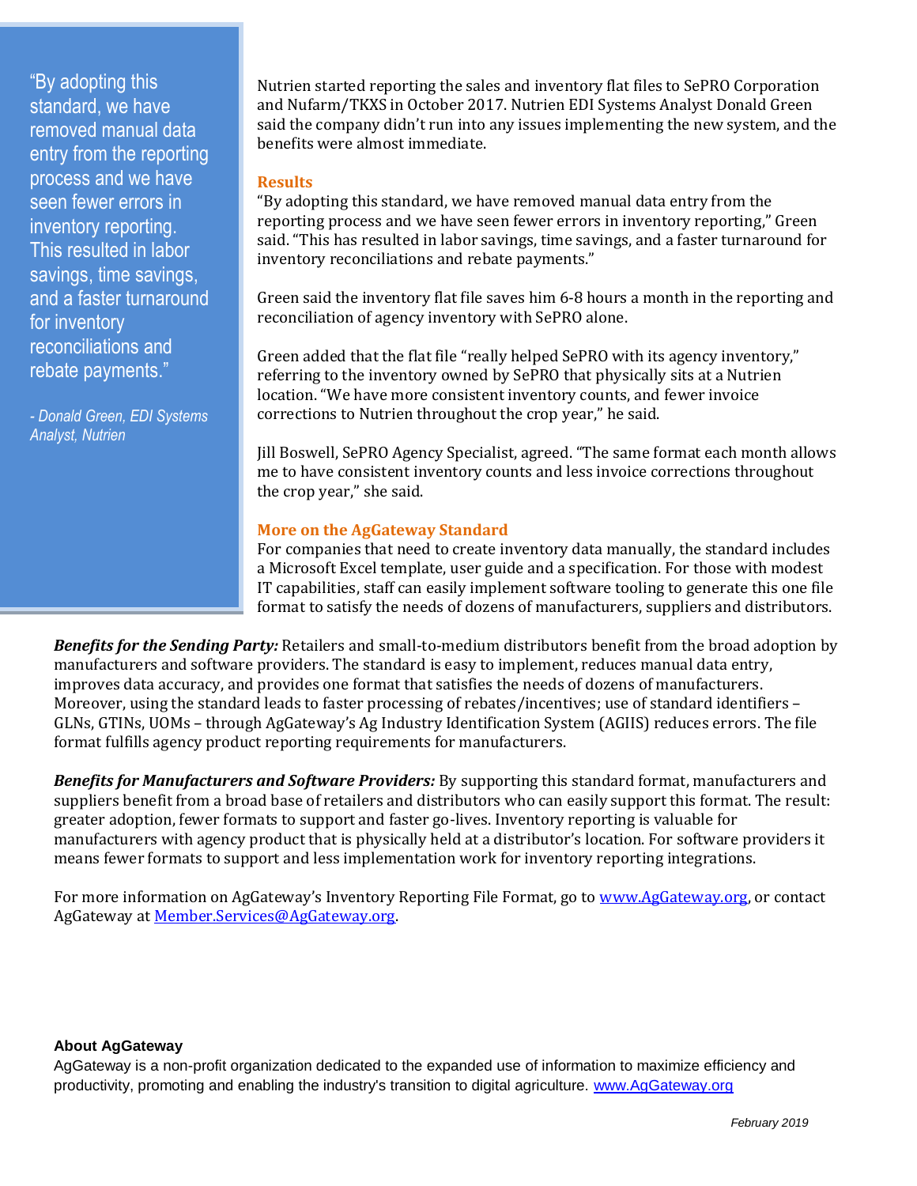> "By adopting this standard, we have removed manual data entry from the reporting process and we have seen fewer errors in inventory reporting. This resulted in labor savings, time savings, and a faster turnaround for inventory reconciliations and rebate payments."
>
> *- Donald Green, EDI Systems Analyst, Nutrien*

Nutrien started reporting the sales and inventory flat files to SePRO Corporation and Nufarm/TKXS in October 2017. Nutrien EDI Systems Analyst Donald Green said the company didn't run into any issues implementing the new system, and the benefits were almost immediate.

### Results

"By adopting this standard, we have removed manual data entry from the reporting process and we have seen fewer errors in inventory reporting," Green said. "This has resulted in labor savings, time savings, and a faster turnaround for inventory reconciliations and rebate payments."

Green said the inventory flat file saves him 6-8 hours a month in the reporting and reconciliation of agency inventory with SePRO alone.

Green added that the flat file "really helped SePRO with its agency inventory," referring to the inventory owned by SePRO that physically sits at a Nutrien location. "We have more consistent inventory counts, and fewer invoice corrections to Nutrien throughout the crop year," he said.

Jill Boswell, SePRO Agency Specialist, agreed. "The same format each month allows me to have consistent inventory counts and less invoice corrections throughout the crop year," she said.

### More on the AgGateway Standard

For companies that need to create inventory data manually, the standard includes a Microsoft Excel template, user guide and a specification. For those with modest IT capabilities, staff can easily implement software tooling to generate this one file format to satisfy the needs of dozens of manufacturers, suppliers and distributors.

***Benefits for the Sending Party:*** Retailers and small-to-medium distributors benefit from the broad adoption by manufacturers and software providers. The standard is easy to implement, reduces manual data entry, improves data accuracy, and provides one format that satisfies the needs of dozens of manufacturers. Moreover, using the standard leads to faster processing of rebates/incentives; use of standard identifiers – GLNs, GTINs, UOMs – through AgGateway's Ag Industry Identification System (AGIIS) reduces errors. The file format fulfills agency product reporting requirements for manufacturers.

***Benefits for Manufacturers and Software Providers:*** By supporting this standard format, manufacturers and suppliers benefit from a broad base of retailers and distributors who can easily support this format. The result: greater adoption, fewer formats to support and faster go-lives. Inventory reporting is valuable for manufacturers with agency product that is physically held at a distributor's location. For software providers it means fewer formats to support and less implementation work for inventory reporting integrations.

For more information on AgGateway's Inventory Reporting File Format, go to [www.AgGateway.org](http://www.AgGateway.org), or contact AgGateway at [Member.Services@AgGateway.org](mailto:Member.Services@AgGateway.org).

**About AgGateway**

AgGateway is a non-profit organization dedicated to the expanded use of information to maximize efficiency and productivity, promoting and enabling the industry's transition to digital agriculture. [www.AgGateway.org](http://www.AgGateway.org)

*February 2019*